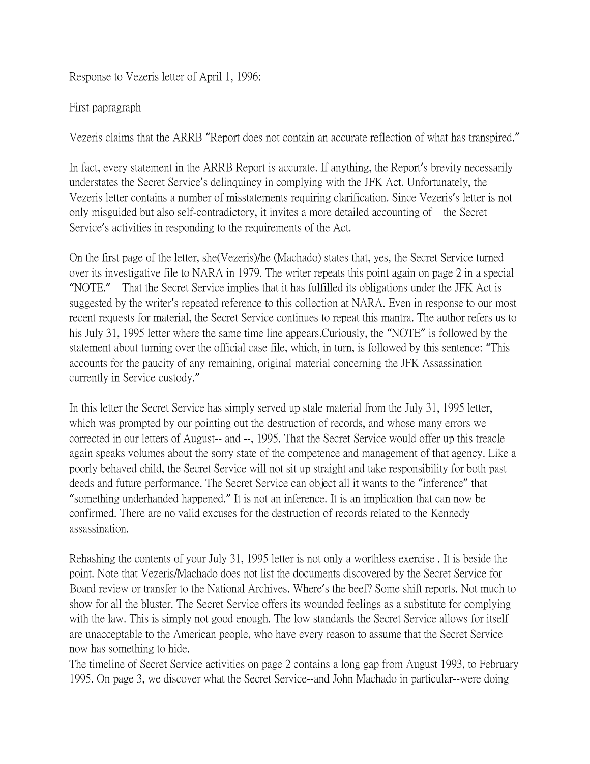Response to Vezeris letter of April 1, 1996:

First papragraph

Vezeris claims that the ARRB "Report does not contain an accurate reflection of what has transpired."

In fact, every statement in the ARRB Report is accurate. If anything, the Report's brevity necessarily understates the Secret Service's delinquincy in complying with the JFK Act. Unfortunately, the Vezeris letter contains a number of misstatements requiring clarification. Since Vezeris's letter is not only misguided but also self-contradictory, it invites a more detailed accounting of the Secret Service's activities in responding to the requirements of the Act.

On the first page of the letter, she(Vezeris)/he (Machado) states that, yes, the Secret Service turned over its investigative file to NARA in 1979. The writer repeats this point again on page 2 in a special "NOTE." That the Secret Service implies that it has fulfilled its obligations under the JFK Act is suggested by the writer's repeated reference to this collection at NARA. Even in response to our most recent requests for material, the Secret Service continues to repeat this mantra. The author refers us to his July 31, 1995 letter where the same time line appears.Curiously, the "NOTE" is followed by the statement about turning over the official case file, which, in turn, is followed by this sentence: "This accounts for the paucity of any remaining, original material concerning the JFK Assassination currently in Service custody."

In this letter the Secret Service has simply served up stale material from the July 31, 1995 letter, which was prompted by our pointing out the destruction of records, and whose many errors we corrected in our letters of August-- and --, 1995. That the Secret Service would offer up this treacle again speaks volumes about the sorry state of the competence and management of that agency. Like a poorly behaved child, the Secret Service will not sit up straight and take responsibility for both past deeds and future performance. The Secret Service can object all it wants to the "inference" that "something underhanded happened." It is not an inference. It is an implication that can now be confirmed. There are no valid excuses for the destruction of records related to the Kennedy assassination.

Rehashing the contents of your July 31, 1995 letter is not only a worthless exercise . It is beside the point. Note that Vezeris/Machado does not list the documents discovered by the Secret Service for Board review or transfer to the National Archives. Where's the beef? Some shift reports. Not much to show for all the bluster. The Secret Service offers its wounded feelings as a substitute for complying with the law. This is simply not good enough. The low standards the Secret Service allows for itself are unacceptable to the American people, who have every reason to assume that the Secret Service now has something to hide.
The timeline of Secret Service activities on page 2 contains a long gap from August 1993, to February 1995. On page 3, we discover what the Secret Service--and John Machado in particular--were doing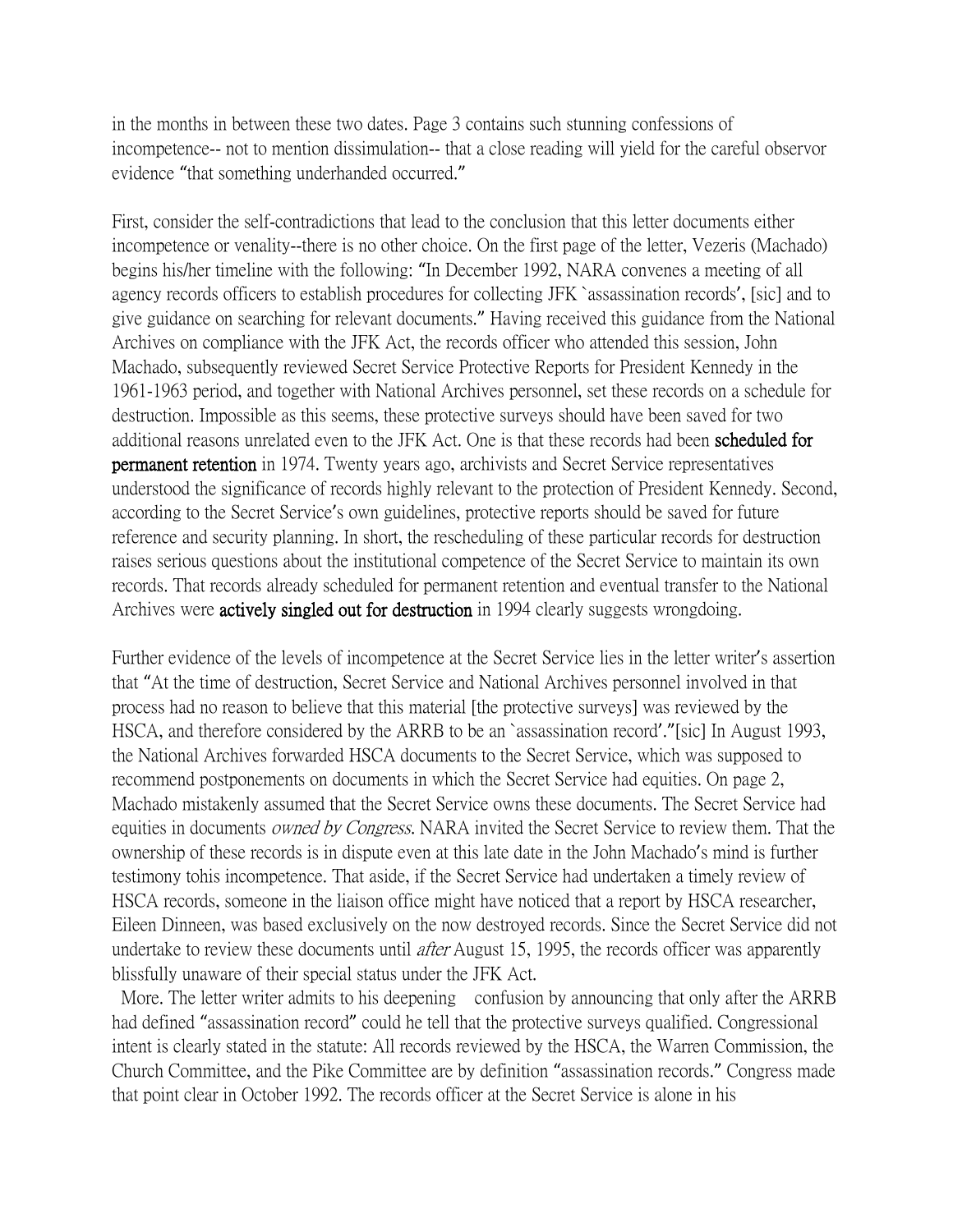in the months in between these two dates. Page 3 contains such stunning confessions of incompetence-- not to mention dissimulation-- that a close reading will yield for the careful observor evidence "that something underhanded occurred."

First, consider the self-contradictions that lead to the conclusion that this letter documents either incompetence or venality--there is no other choice. On the first page of the letter, Vezeris (Machado) begins his/her timeline with the following: "In December 1992, NARA convenes a meeting of all agency records officers to establish procedures for collecting JFK `assassination records', [sic] and to give guidance on searching for relevant documents." Having received this guidance from the National Archives on compliance with the JFK Act, the records officer who attended this session, John Machado, subsequently reviewed Secret Service Protective Reports for President Kennedy in the 1961-1963 period, and together with National Archives personnel, set these records on a schedule for destruction. Impossible as this seems, these protective surveys should have been saved for two additional reasons unrelated even to the JFK Act. One is that these records had been **scheduled for permanent retention** in 1974. Twenty years ago, archivists and Secret Service representatives understood the significance of records highly relevant to the protection of President Kennedy. Second, according to the Secret Service's own guidelines, protective reports should be saved for future reference and security planning. In short, the rescheduling of these particular records for destruction raises serious questions about the institutional competence of the Secret Service to maintain its own records. That records already scheduled for permanent retention and eventual transfer to the National Archives were **actively singled out for destruction** in 1994 clearly suggests wrongdoing.

Further evidence of the levels of incompetence at the Secret Service lies in the letter writer's assertion that "At the time of destruction, Secret Service and National Archives personnel involved in that process had no reason to believe that this material [the protective surveys] was reviewed by the HSCA, and therefore considered by the ARRB to be an `assassination record'."[sic] In August 1993, the National Archives forwarded HSCA documents to the Secret Service, which was supposed to recommend postponements on documents in which the Secret Service had equities. On page 2, Machado mistakenly assumed that the Secret Service owns these documents. The Secret Service had equities in documents *owned by Congress*. NARA invited the Secret Service to review them. That the ownership of these records is in dispute even at this late date in the John Machado's mind is further testimony tohis incompetence. That aside, if the Secret Service had undertaken a timely review of HSCA records, someone in the liaison office might have noticed that a report by HSCA researcher, Eileen Dinneen, was based exclusively on the now destroyed records. Since the Secret Service did not undertake to review these documents until *after* August 15, 1995, the records officer was apparently blissfully unaware of their special status under the JFK Act.

More. The letter writer admits to his deepening confusion by announcing that only after the ARRB had defined "assassination record" could he tell that the protective surveys qualified. Congressional intent is clearly stated in the statute: All records reviewed by the HSCA, the Warren Commission, the Church Committee, and the Pike Committee are by definition "assassination records." Congress made that point clear in October 1992. The records officer at the Secret Service is alone in his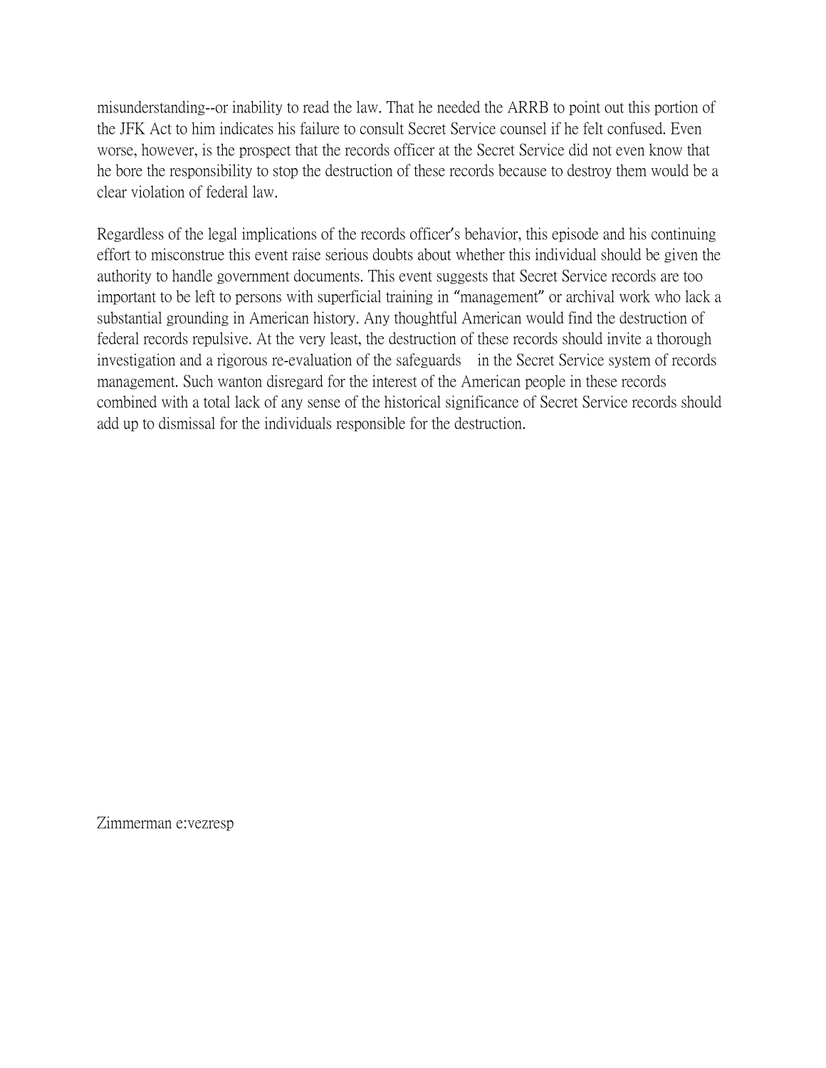misunderstanding--or inability to read the law. That he needed the ARRB to point out this portion of the JFK Act to him indicates his failure to consult Secret Service counsel if he felt confused. Even worse, however, is the prospect that the records officer at the Secret Service did not even know that he bore the responsibility to stop the destruction of these records because to destroy them would be a clear violation of federal law.

Regardless of the legal implications of the records officer's behavior, this episode and his continuing effort to misconstrue this event raise serious doubts about whether this individual should be given the authority to handle government documents. This event suggests that Secret Service records are too important to be left to persons with superficial training in "management" or archival work who lack a substantial grounding in American history. Any thoughtful American would find the destruction of federal records repulsive. At the very least, the destruction of these records should invite a thorough investigation and a rigorous re-evaluation of the safeguards in the Secret Service system of records management. Such wanton disregard for the interest of the American people in these records combined with a total lack of any sense of the historical significance of Secret Service records should add up to dismissal for the individuals responsible for the destruction.

Zimmerman e:vezresp